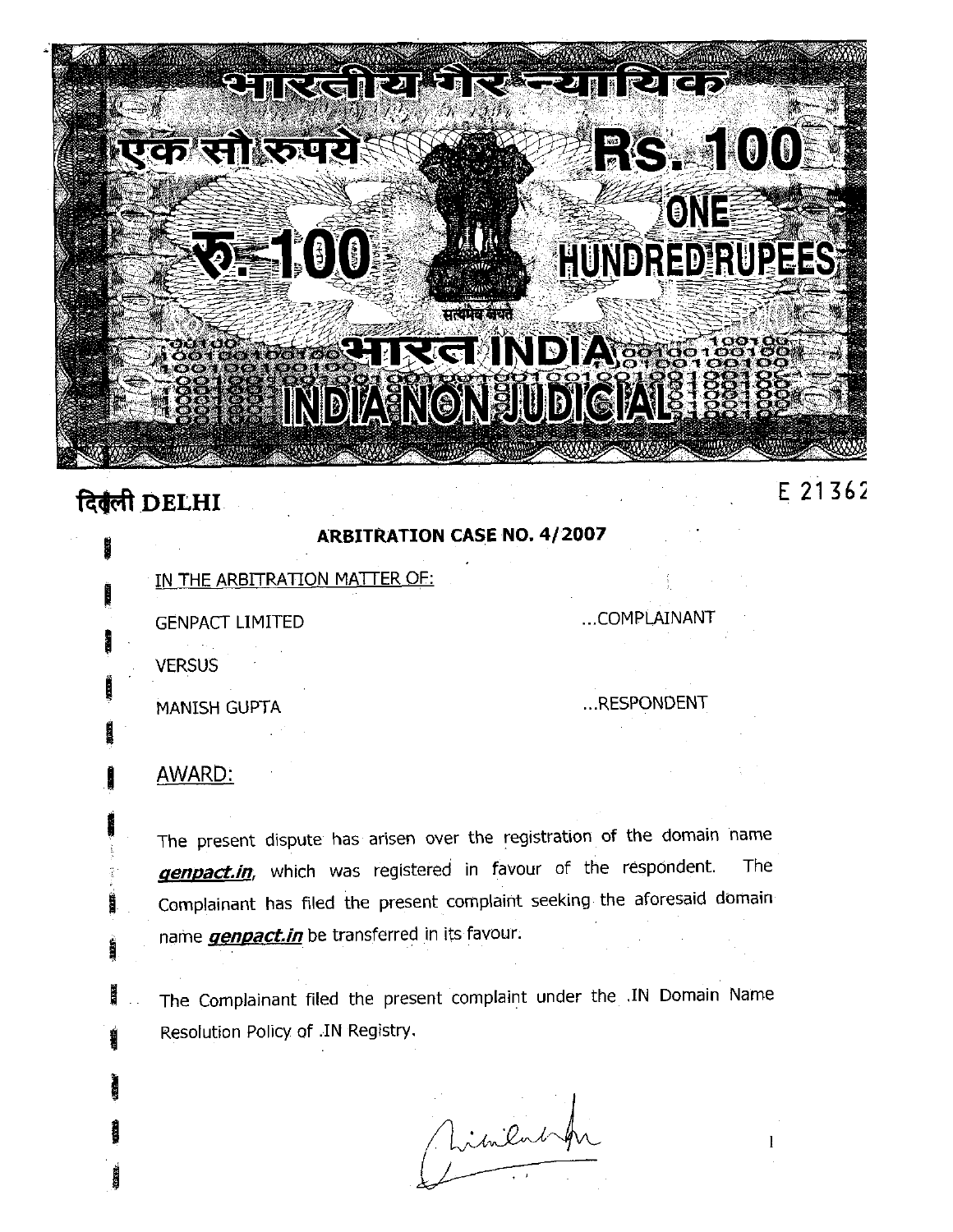भारतीय गैर न्यायिक

एक सौ रुपये Rs. 100 ONE HUNDRED RUPEES

रु. 100

सत्यमेव जयते

भारत INDIA

INDIA NON JUDICIAL

दिल्ली DELHI

E 21362

**ARBITRATION CASE NO. 4/2007**

IN THE ARBITRATION MATTER OF:

GENPACT LIMITED ...COMPLAINANT

VERSUS

MANISH GUPTA ...RESPONDENT

## AWARD:

The present dispute has arisen over the registration of the domain name ***genpact.in***, which was registered in favour of the respondent. The Complainant has filed the present complaint seeking the aforesaid domain name ***genpact.in*** be transferred in its favour.

The Complainant filed the present complaint under the .IN Domain Name Resolution Policy of .IN Registry.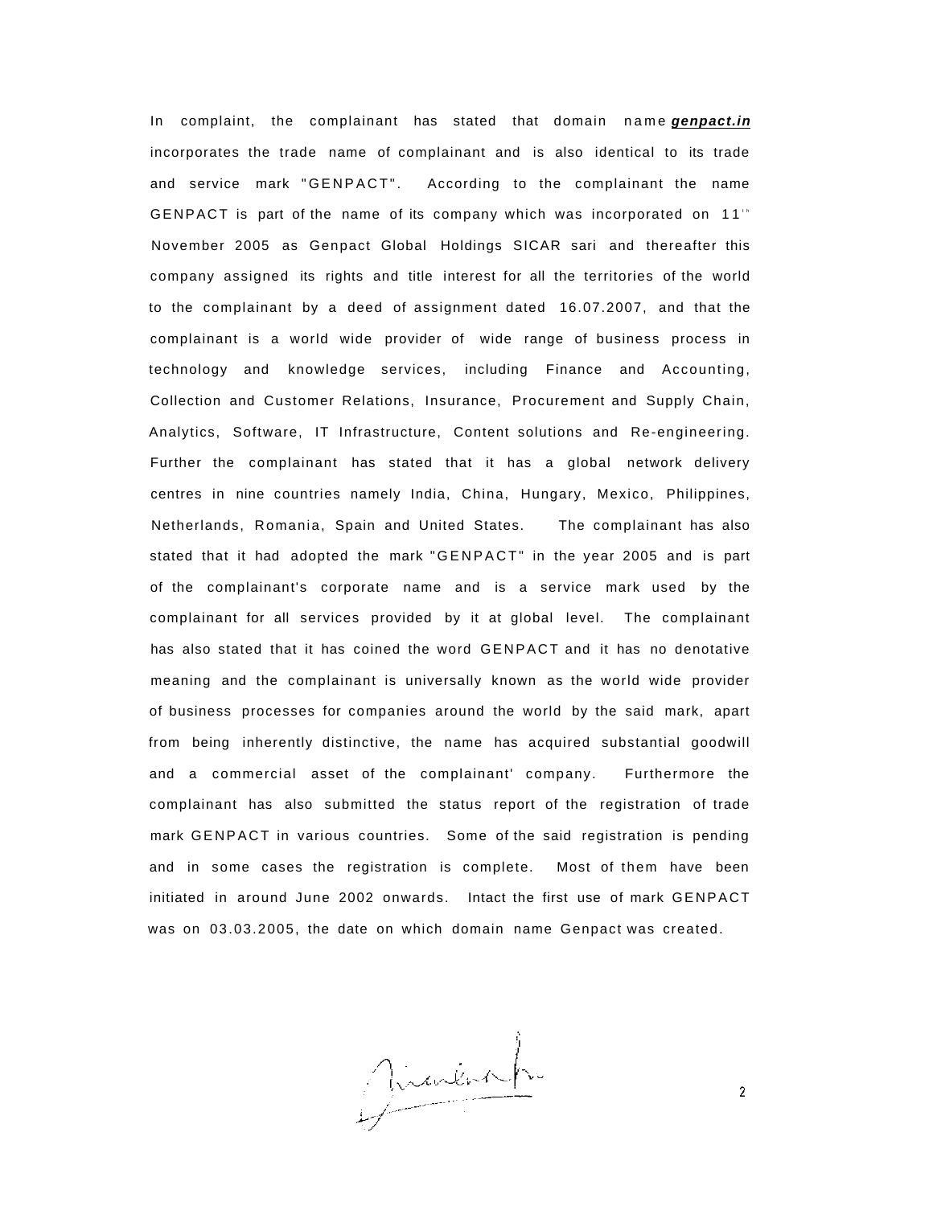In complaint, the complainant has stated that domain name ***genpact.in*** incorporates the trade name of complainant and is also identical to its trade and service mark "GENPACT". According to the complainant the name GENPACT is part of the name of its company which was incorporated on 11th November 2005 as Genpact Global Holdings SICAR sari and thereafter this company assigned its rights and title interest for all the territories of the world to the complainant by a deed of assignment dated 16.07.2007, and that the complainant is a world wide provider of wide range of business process in technology and knowledge services, including Finance and Accounting, Collection and Customer Relations, Insurance, Procurement and Supply Chain, Analytics, Software, IT Infrastructure, Content solutions and Re-engineering. Further the complainant has stated that it has a global network delivery centres in nine countries namely India, China, Hungary, Mexico, Philippines, Netherlands, Romania, Spain and United States. The complainant has also stated that it had adopted the mark "GENPACT" in the year 2005 and is part of the complainant's corporate name and is a service mark used by the complainant for all services provided by it at global level. The complainant has also stated that it has coined the word GENPACT and it has no denotative meaning and the complainant is universally known as the world wide provider of business processes for companies around the world by the said mark, apart from being inherently distinctive, the name has acquired substantial goodwill and a commercial asset of the complainant' company. Furthermore the complainant has also submitted the status report of the registration of trade mark GENPACT in various countries. Some of the said registration is pending and in some cases the registration is complete. Most of them have been initiated in around June 2002 onwards. Intact the first use of mark GENPACT was on 03.03.2005, the date on which domain name Genpact was created.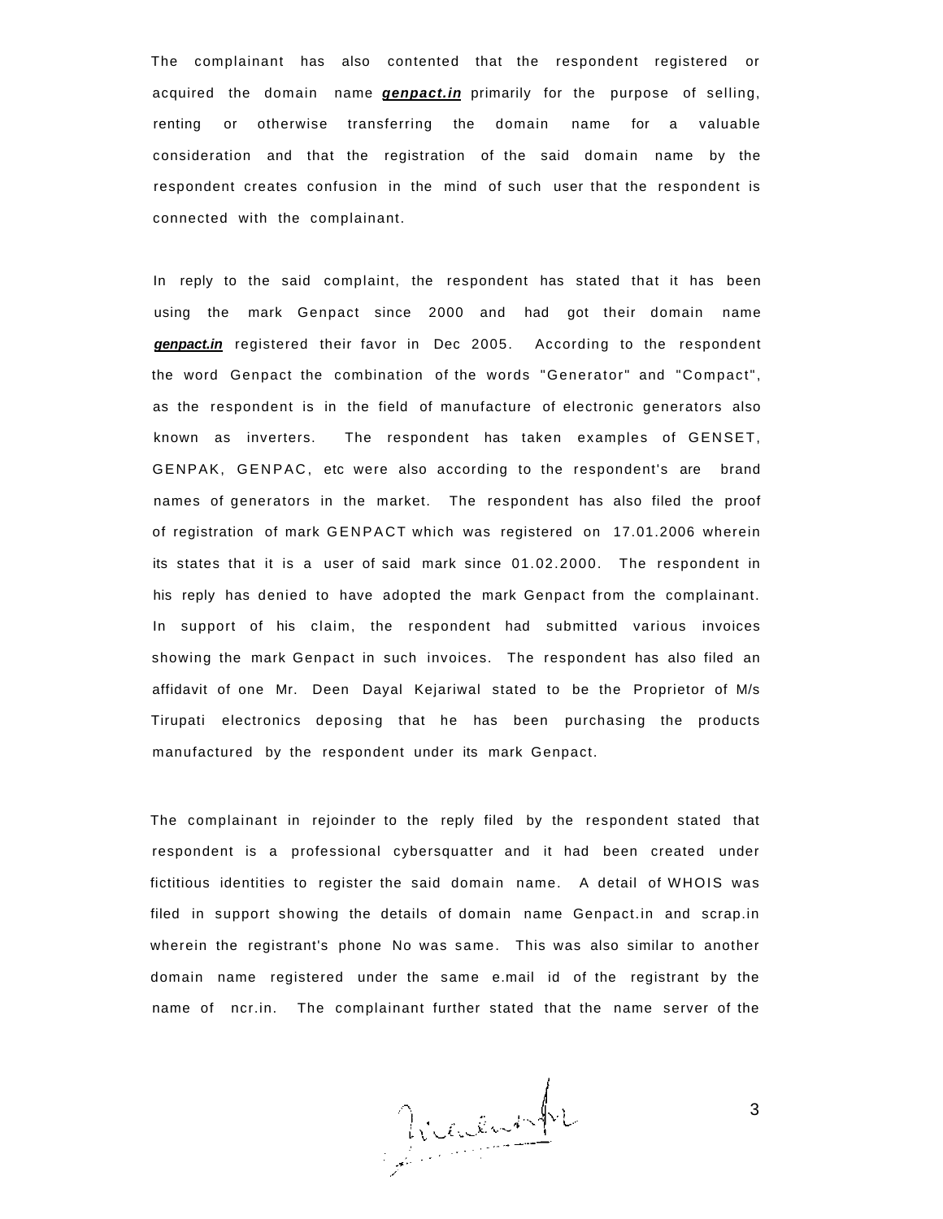The complainant has also contented that the respondent registered or acquired the domain name ***genpact.in*** primarily for the purpose of selling, renting or otherwise transferring the domain name for a valuable consideration and that the registration of the said domain name by the respondent creates confusion in the mind of such user that the respondent is connected with the complainant.

In reply to the said complaint, the respondent has stated that it has been using the mark Genpact since 2000 and had got their domain name ***genpact.in*** registered their favor in Dec 2005. According to the respondent the word Genpact the combination of the words "Generator" and "Compact", as the respondent is in the field of manufacture of electronic generators also known as inverters. The respondent has taken examples of GENSET, GENPAK, GENPAC, etc were also according to the respondent's are brand names of generators in the market. The respondent has also filed the proof of registration of mark GENPACT which was registered on 17.01.2006 wherein its states that it is a user of said mark since 01.02.2000. The respondent in his reply has denied to have adopted the mark Genpact from the complainant. In support of his claim, the respondent had submitted various invoices showing the mark Genpact in such invoices. The respondent has also filed an affidavit of one Mr. Deen Dayal Kejariwal stated to be the Proprietor of M/s Tirupati electronics deposing that he has been purchasing the products manufactured by the respondent under its mark Genpact.

The complainant in rejoinder to the reply filed by the respondent stated that respondent is a professional cybersquatter and it had been created under fictitious identities to register the said domain name. A detail of WHOIS was filed in support showing the details of domain name Genpact.in and scrap.in wherein the registrant's phone No was same. This was also similar to another domain name registered under the same e.mail id of the registrant by the name of ncr.in. The complainant further stated that the name server of the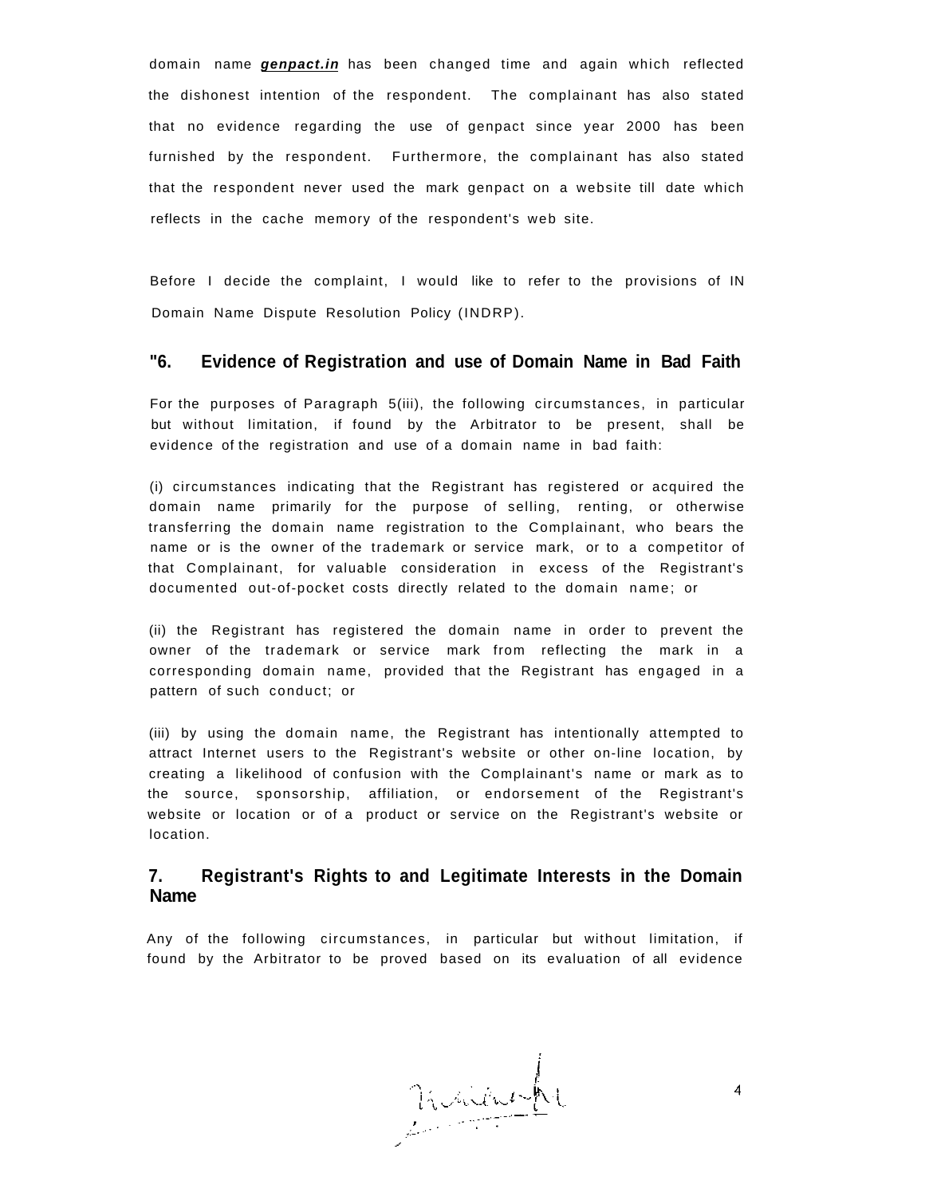domain name ***genpact.in*** has been changed time and again which reflected the dishonest intention of the respondent. The complainant has also stated that no evidence regarding the use of genpact since year 2000 has been furnished by the respondent. Furthermore, the complainant has also stated that the respondent never used the mark genpact on a website till date which reflects in the cache memory of the respondent's web site.

Before I decide the complaint, I would like to refer to the provisions of IN Domain Name Dispute Resolution Policy (INDRP).

**"6. Evidence of Registration and use of Domain Name in Bad Faith**

For the purposes of Paragraph 5(iii), the following circumstances, in particular but without limitation, if found by the Arbitrator to be present, shall be evidence of the registration and use of a domain name in bad faith:

(i) circumstances indicating that the Registrant has registered or acquired the domain name primarily for the purpose of selling, renting, or otherwise transferring the domain name registration to the Complainant, who bears the name or is the owner of the trademark or service mark, or to a competitor of that Complainant, for valuable consideration in excess of the Registrant's documented out-of-pocket costs directly related to the domain name; or

(ii) the Registrant has registered the domain name in order to prevent the owner of the trademark or service mark from reflecting the mark in a corresponding domain name, provided that the Registrant has engaged in a pattern of such conduct; or

(iii) by using the domain name, the Registrant has intentionally attempted to attract Internet users to the Registrant's website or other on-line location, by creating a likelihood of confusion with the Complainant's name or mark as to the source, sponsorship, affiliation, or endorsement of the Registrant's website or location or of a product or service on the Registrant's website or location.

**7. Registrant's Rights to and Legitimate Interests in the Domain Name**

Any of the following circumstances, in particular but without limitation, if found by the Arbitrator to be proved based on its evaluation of all evidence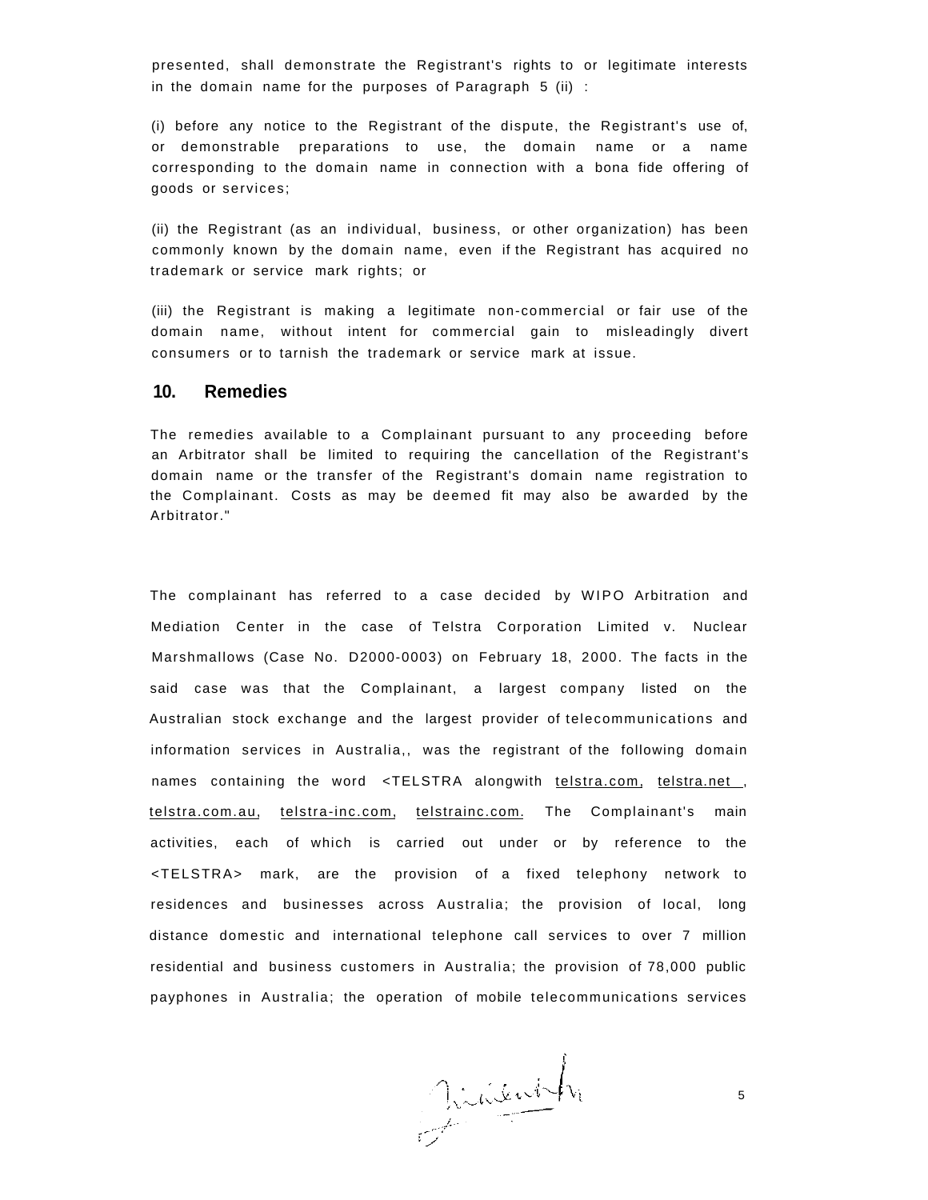presented, shall demonstrate the Registrant's rights to or legitimate interests in the domain name for the purposes of Paragraph 5 (ii) :

(i) before any notice to the Registrant of the dispute, the Registrant's use of, or demonstrable preparations to use, the domain name or a name corresponding to the domain name in connection with a bona fide offering of goods or services;

(ii) the Registrant (as an individual, business, or other organization) has been commonly known by the domain name, even if the Registrant has acquired no trademark or service mark rights; or

(iii) the Registrant is making a legitimate non-commercial or fair use of the domain name, without intent for commercial gain to misleadingly divert consumers or to tarnish the trademark or service mark at issue.

## 10. Remedies

The remedies available to a Complainant pursuant to any proceeding before an Arbitrator shall be limited to requiring the cancellation of the Registrant's domain name or the transfer of the Registrant's domain name registration to the Complainant. Costs as may be deemed fit may also be awarded by the Arbitrator."

The complainant has referred to a case decided by WIPO Arbitration and Mediation Center in the case of Telstra Corporation Limited v. Nuclear Marshmallows (Case No. D2000-0003) on February 18, 2000. The facts in the said case was that the Complainant, a largest company listed on the Australian stock exchange and the largest provider of telecommunications and information services in Australia,, was the registrant of the following domain names containing the word <TELSTRA alongwith telstra.com, telstra.net , telstra.com.au, telstra-inc.com, telstrainc.com. The Complainant's main activities, each of which is carried out under or by reference to the <TELSTRA> mark, are the provision of a fixed telephony network to residences and businesses across Australia; the provision of local, long distance domestic and international telephone call services to over 7 million residential and business customers in Australia; the provision of 78,000 public payphones in Australia; the operation of mobile telecommunications services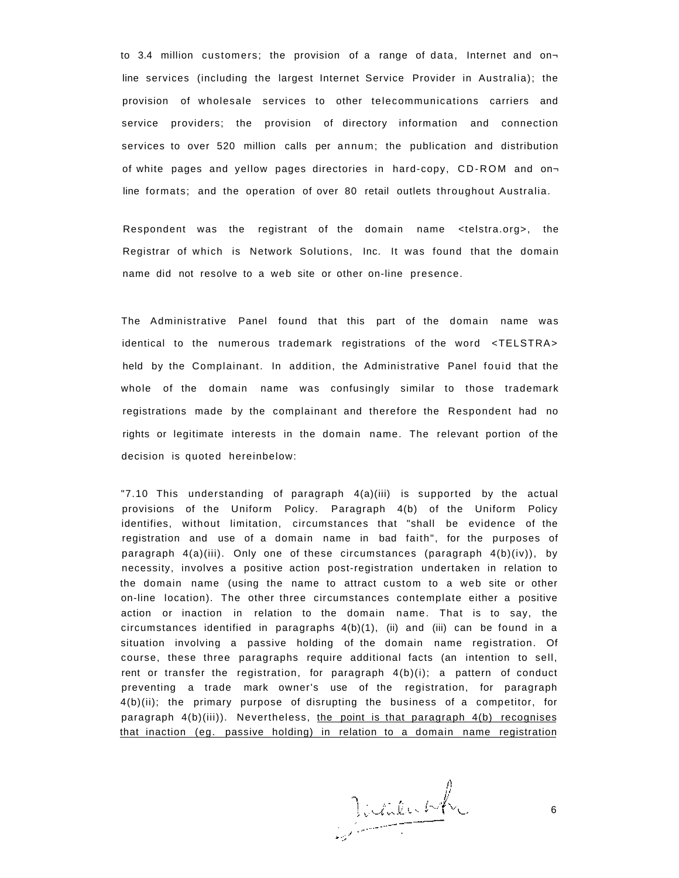to 3.4 million customers; the provision of a range of data, Internet and on-line services (including the largest Internet Service Provider in Australia); the provision of wholesale services to other telecommunications carriers and service providers; the provision of directory information and connection services to over 520 million calls per annum; the publication and distribution of white pages and yellow pages directories in hard-copy, CD-ROM and on-line formats; and the operation of over 80 retail outlets throughout Australia.

Respondent was the registrant of the domain name <telstra.org>, the Registrar of which is Network Solutions, Inc. It was found that the domain name did not resolve to a web site or other on-line presence.

The Administrative Panel found that this part of the domain name was identical to the numerous trademark registrations of the word <TELSTRA> held by the Complainant. In addition, the Administrative Panel fouid that the whole of the domain name was confusingly similar to those trademark registrations made by the complainant and therefore the Respondent had no rights or legitimate interests in the domain name. The relevant portion of the decision is quoted hereinbelow:

"7.10 This understanding of paragraph 4(a)(iii) is supported by the actual provisions of the Uniform Policy. Paragraph 4(b) of the Uniform Policy identifies, without limitation, circumstances that "shall be evidence of the registration and use of a domain name in bad faith", for the purposes of paragraph 4(a)(iii). Only one of these circumstances (paragraph 4(b)(iv)), by necessity, involves a positive action post-registration undertaken in relation to the domain name (using the name to attract custom to a web site or other on-line location). The other three circumstances contemplate either a positive action or inaction in relation to the domain name. That is to say, the circumstances identified in paragraphs 4(b)(1), (ii) and (iii) can be found in a situation involving a passive holding of the domain name registration. Of course, these three paragraphs require additional facts (an intention to sell, rent or transfer the registration, for paragraph 4(b)(i); a pattern of conduct preventing a trade mark owner's use of the registration, for paragraph 4(b)(ii); the primary purpose of disrupting the business of a competitor, for paragraph 4(b)(iii)). Nevertheless, <u>the point is that paragraph 4(b) recognises that inaction (eg. passive holding) in relation to a domain name registration</u>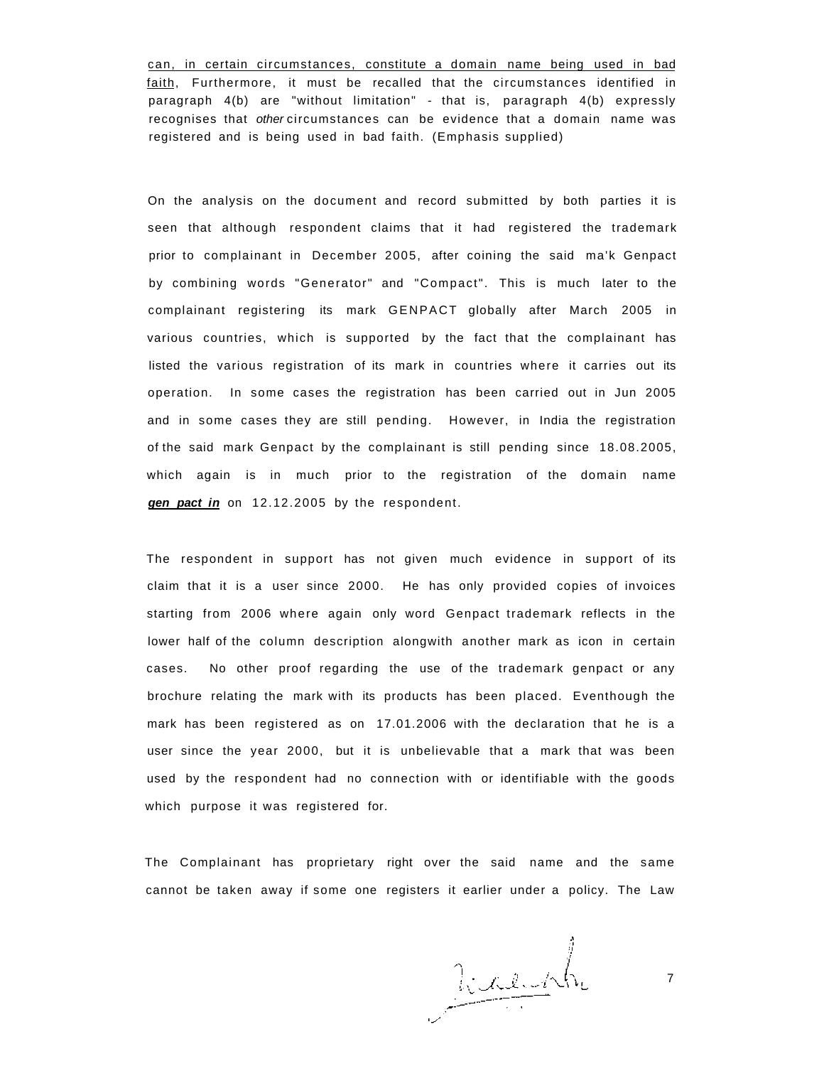can, in certain circumstances, constitute a domain name being used in bad faith, Furthermore, it must be recalled that the circumstances identified in paragraph 4(b) are "without limitation" - that is, paragraph 4(b) expressly recognises that *other* circumstances can be evidence that a domain name was registered and is being used in bad faith. (Emphasis supplied)

On the analysis on the document and record submitted by both parties it is seen that although respondent claims that it had registered the trademark prior to complainant in December 2005, after coining the said ma'k Genpact by combining words "Generator" and "Compact". This is much later to the complainant registering its mark GENPACT globally after March 2005 in various countries, which is supported by the fact that the complainant has listed the various registration of its mark in countries where it carries out its operation. In some cases the registration has been carried out in Jun 2005 and in some cases they are still pending. However, in India the registration of the said mark Genpact by the complainant is still pending since 18.08.2005, which again is in much prior to the registration of the domain name ***gen pact in*** on 12.12.2005 by the respondent.

The respondent in support has not given much evidence in support of its claim that it is a user since 2000. He has only provided copies of invoices starting from 2006 where again only word Genpact trademark reflects in the lower half of the column description alongwith another mark as icon in certain cases. No other proof regarding the use of the trademark genpact or any brochure relating the mark with its products has been placed. Eventhough the mark has been registered as on 17.01.2006 with the declaration that he is a user since the year 2000, but it is unbelievable that a mark that was been used by the respondent had no connection with or identifiable with the goods which purpose it was registered for.

The Complainant has proprietary right over the said name and the same cannot be taken away if some one registers it earlier under a policy. The Law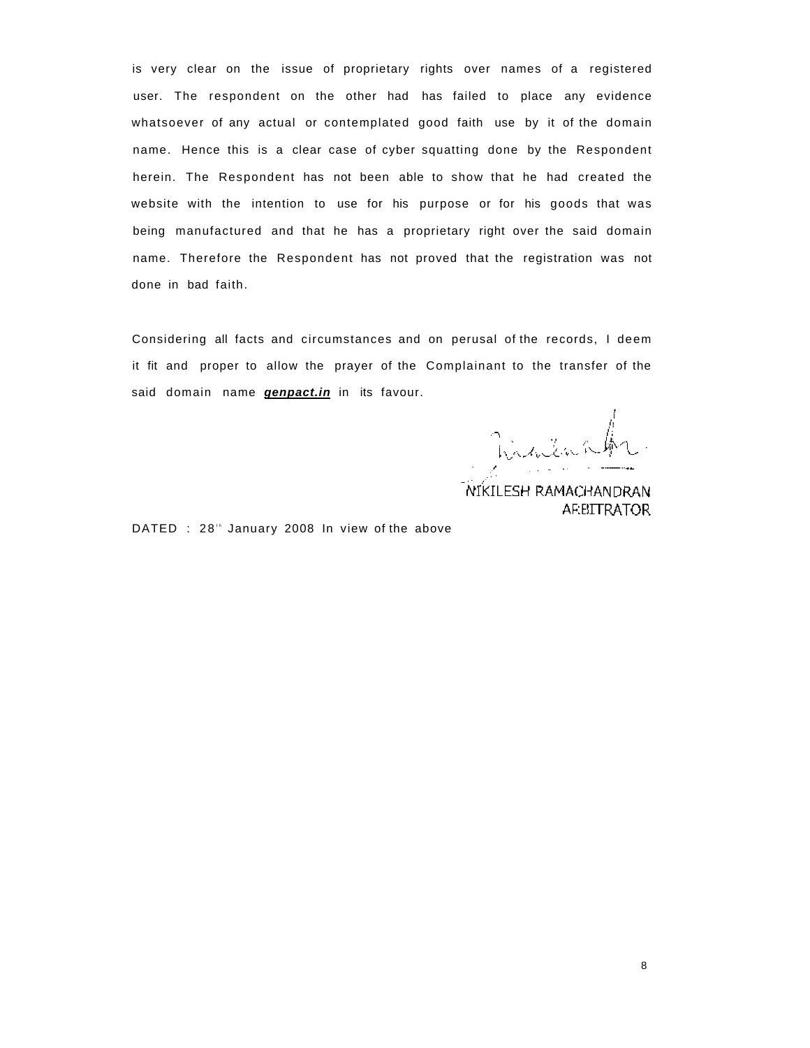is very clear on the issue of proprietary rights over names of a registered user. The respondent on the other had has failed to place any evidence whatsoever of any actual or contemplated good faith use by it of the domain name. Hence this is a clear case of cyber squatting done by the Respondent herein. The Respondent has not been able to show that he had created the website with the intention to use for his purpose or for his goods that was being manufactured and that he has a proprietary right over the said domain name. Therefore the Respondent has not proved that the registration was not done in bad faith.

Considering all facts and circumstances and on perusal of the records, I deem it fit and proper to allow the prayer of the Complainant to the transfer of the said domain name ***genpact.in*** in its favour.

NIKILESH RAMACHANDRAN
ARBITRATOR

DATED : 28th January 2008 In view of the above